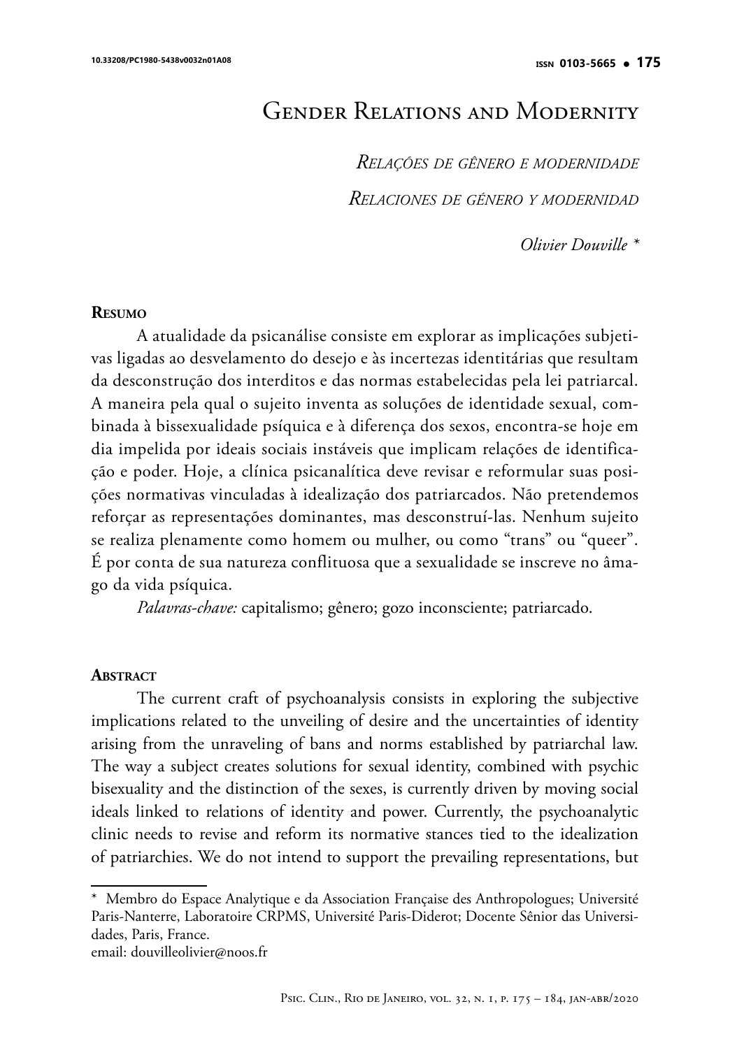# Gender Relations and Modernity

*Relações de gênero e modernidade*

*Relaciones de género y modernidad*

*Olivier Douville* *

**Resumo**

A atualidade da psicanálise consiste em explorar as implicações subjetivas ligadas ao desvelamento do desejo e às incertezas identitárias que resultam da desconstrução dos interditos e das normas estabelecidas pela lei patriarcal. A maneira pela qual o sujeito inventa as soluções de identidade sexual, combinada à bissexualidade psíquica e à diferença dos sexos, encontra-se hoje em dia impelida por ideais sociais instáveis que implicam relações de identificação e poder. Hoje, a clínica psicanalítica deve revisar e reformular suas posições normativas vinculadas à idealização dos patriarcados. Não pretendemos reforçar as representações dominantes, mas desconstruí-las. Nenhum sujeito se realiza plenamente como homem ou mulher, ou como "trans" ou "queer". É por conta de sua natureza conflituosa que a sexualidade se inscreve no âmago da vida psíquica.

*Palavras-chave:* capitalismo; gênero; gozo inconsciente; patriarcado.

**Abstract**

The current craft of psychoanalysis consists in exploring the subjective implications related to the unveiling of desire and the uncertainties of identity arising from the unraveling of bans and norms established by patriarchal law. The way a subject creates solutions for sexual identity, combined with psychic bisexuality and the distinction of the sexes, is currently driven by moving social ideals linked to relations of identity and power. Currently, the psychoanalytic clinic needs to revise and reform its normative stances tied to the idealization of patriarchies. We do not intend to support the prevailing representations, but

---

* Membro do Espace Analytique e da Association Française des Anthropologues; Université Paris-Nanterre, Laboratoire CRPMS, Université Paris-Diderot; Docente Sênior das Universidades, Paris, France.
email: douvilleolivier@noos.fr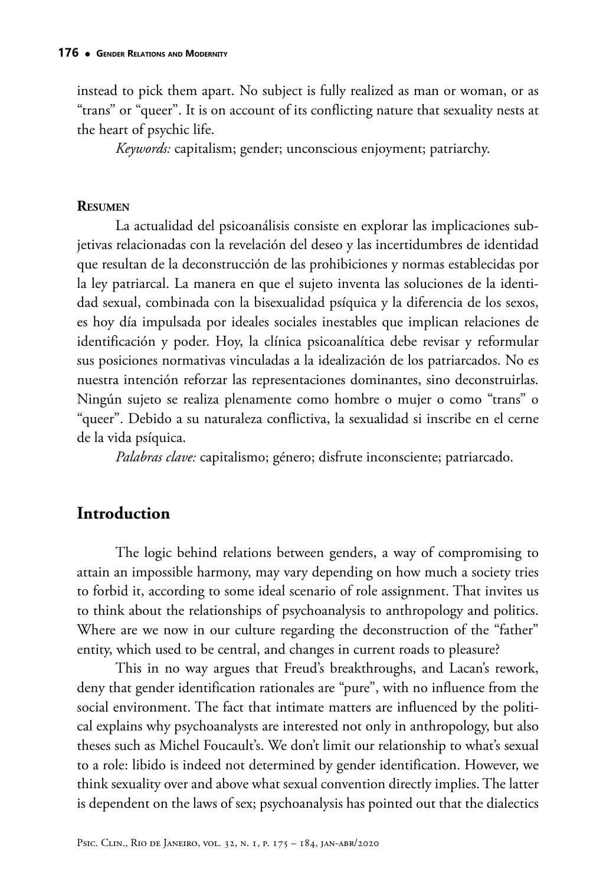instead to pick them apart. No subject is fully realized as man or woman, or as "trans" or "queer". It is on account of its conflicting nature that sexuality nests at the heart of psychic life.

*Keywords:* capitalism; gender; unconscious enjoyment; patriarchy.

**Resumen**

La actualidad del psicoanálisis consiste en explorar las implicaciones subjetivas relacionadas con la revelación del deseo y las incertidumbres de identidad que resultan de la deconstrucción de las prohibiciones y normas establecidas por la ley patriarcal. La manera en que el sujeto inventa las soluciones de la identidad sexual, combinada con la bisexualidad psíquica y la diferencia de los sexos, es hoy día impulsada por ideales sociales inestables que implican relaciones de identificación y poder. Hoy, la clínica psicoanalítica debe revisar y reformular sus posiciones normativas vinculadas a la idealización de los patriarcados. No es nuestra intención reforzar las representaciones dominantes, sino deconstruirlas. Ningún sujeto se realiza plenamente como hombre o mujer o como "trans" o "queer". Debido a su naturaleza conflictiva, la sexualidad si inscribe en el cerne de la vida psíquica.

*Palabras clave:* capitalismo; género; disfrute inconsciente; patriarcado.

## Introduction

The logic behind relations between genders, a way of compromising to attain an impossible harmony, may vary depending on how much a society tries to forbid it, according to some ideal scenario of role assignment. That invites us to think about the relationships of psychoanalysis to anthropology and politics. Where are we now in our culture regarding the deconstruction of the "father" entity, which used to be central, and changes in current roads to pleasure?

This in no way argues that Freud's breakthroughs, and Lacan's rework, deny that gender identification rationales are "pure", with no influence from the social environment. The fact that intimate matters are influenced by the political explains why psychoanalysts are interested not only in anthropology, but also theses such as Michel Foucault's. We don't limit our relationship to what's sexual to a role: libido is indeed not determined by gender identification. However, we think sexuality over and above what sexual convention directly implies. The latter is dependent on the laws of sex; psychoanalysis has pointed out that the dialectics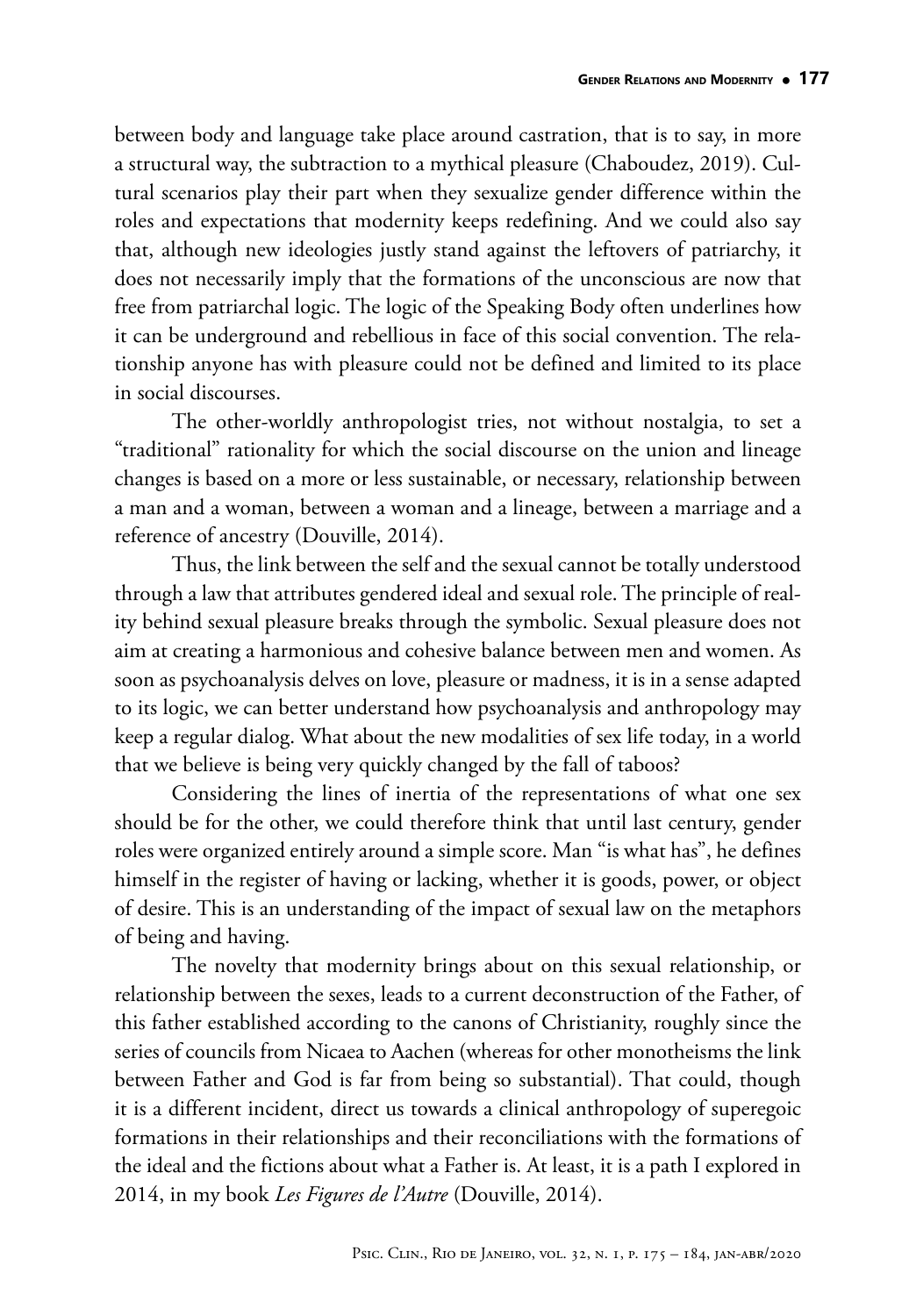between body and language take place around castration, that is to say, in more a structural way, the subtraction to a mythical pleasure (Chaboudez, 2019). Cultural scenarios play their part when they sexualize gender difference within the roles and expectations that modernity keeps redefining. And we could also say that, although new ideologies justly stand against the leftovers of patriarchy, it does not necessarily imply that the formations of the unconscious are now that free from patriarchal logic. The logic of the Speaking Body often underlines how it can be underground and rebellious in face of this social convention. The relationship anyone has with pleasure could not be defined and limited to its place in social discourses.

The other-worldly anthropologist tries, not without nostalgia, to set a "traditional" rationality for which the social discourse on the union and lineage changes is based on a more or less sustainable, or necessary, relationship between a man and a woman, between a woman and a lineage, between a marriage and a reference of ancestry (Douville, 2014).

Thus, the link between the self and the sexual cannot be totally understood through a law that attributes gendered ideal and sexual role. The principle of reality behind sexual pleasure breaks through the symbolic. Sexual pleasure does not aim at creating a harmonious and cohesive balance between men and women. As soon as psychoanalysis delves on love, pleasure or madness, it is in a sense adapted to its logic, we can better understand how psychoanalysis and anthropology may keep a regular dialog. What about the new modalities of sex life today, in a world that we believe is being very quickly changed by the fall of taboos?

Considering the lines of inertia of the representations of what one sex should be for the other, we could therefore think that until last century, gender roles were organized entirely around a simple score. Man "is what has", he defines himself in the register of having or lacking, whether it is goods, power, or object of desire. This is an understanding of the impact of sexual law on the metaphors of being and having.

The novelty that modernity brings about on this sexual relationship, or relationship between the sexes, leads to a current deconstruction of the Father, of this father established according to the canons of Christianity, roughly since the series of councils from Nicaea to Aachen (whereas for other monotheisms the link between Father and God is far from being so substantial). That could, though it is a different incident, direct us towards a clinical anthropology of superegoic formations in their relationships and their reconciliations with the formations of the ideal and the fictions about what a Father is. At least, it is a path I explored in 2014, in my book *Les Figures de l'Autre* (Douville, 2014).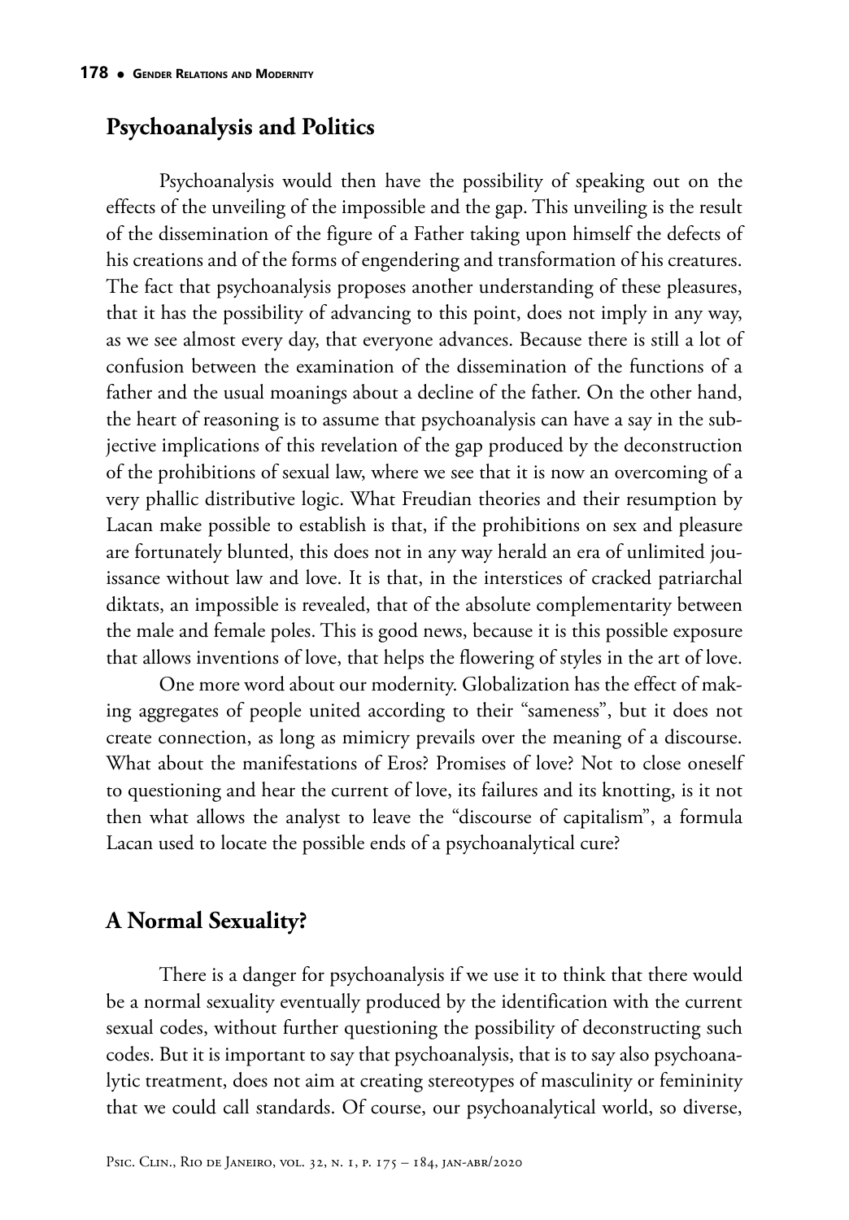## Psychoanalysis and Politics

Psychoanalysis would then have the possibility of speaking out on the effects of the unveiling of the impossible and the gap. This unveiling is the result of the dissemination of the figure of a Father taking upon himself the defects of his creations and of the forms of engendering and transformation of his creatures. The fact that psychoanalysis proposes another understanding of these pleasures, that it has the possibility of advancing to this point, does not imply in any way, as we see almost every day, that everyone advances. Because there is still a lot of confusion between the examination of the dissemination of the functions of a father and the usual moanings about a decline of the father. On the other hand, the heart of reasoning is to assume that psychoanalysis can have a say in the subjective implications of this revelation of the gap produced by the deconstruction of the prohibitions of sexual law, where we see that it is now an overcoming of a very phallic distributive logic. What Freudian theories and their resumption by Lacan make possible to establish is that, if the prohibitions on sex and pleasure are fortunately blunted, this does not in any way herald an era of unlimited jouissance without law and love. It is that, in the interstices of cracked patriarchal diktats, an impossible is revealed, that of the absolute complementarity between the male and female poles. This is good news, because it is this possible exposure that allows inventions of love, that helps the flowering of styles in the art of love.

One more word about our modernity. Globalization has the effect of making aggregates of people united according to their "sameness", but it does not create connection, as long as mimicry prevails over the meaning of a discourse. What about the manifestations of Eros? Promises of love? Not to close oneself to questioning and hear the current of love, its failures and its knotting, is it not then what allows the analyst to leave the "discourse of capitalism", a formula Lacan used to locate the possible ends of a psychoanalytical cure?

## A Normal Sexuality?

There is a danger for psychoanalysis if we use it to think that there would be a normal sexuality eventually produced by the identification with the current sexual codes, without further questioning the possibility of deconstructing such codes. But it is important to say that psychoanalysis, that is to say also psychoanalytic treatment, does not aim at creating stereotypes of masculinity or femininity that we could call standards. Of course, our psychoanalytical world, so diverse,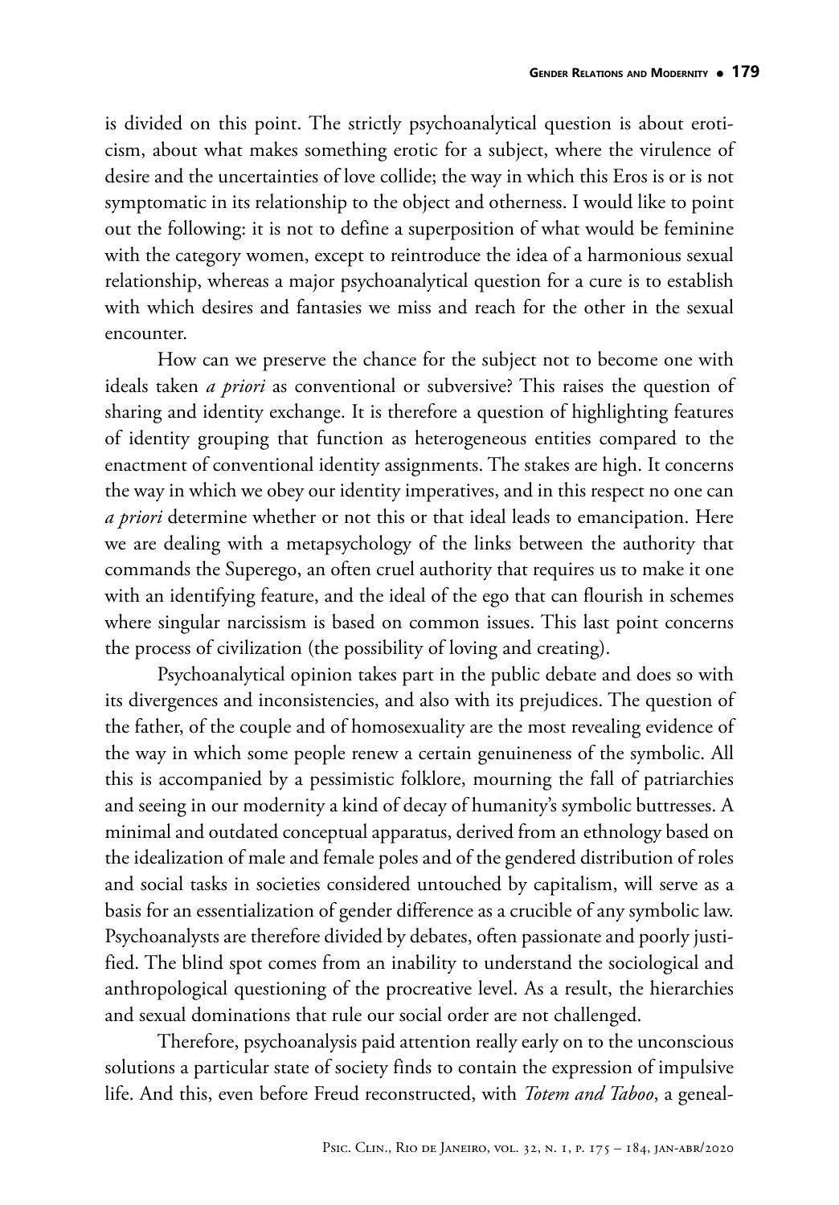is divided on this point. The strictly psychoanalytical question is about eroticism, about what makes something erotic for a subject, where the virulence of desire and the uncertainties of love collide; the way in which this Eros is or is not symptomatic in its relationship to the object and otherness. I would like to point out the following: it is not to define a superposition of what would be feminine with the category women, except to reintroduce the idea of a harmonious sexual relationship, whereas a major psychoanalytical question for a cure is to establish with which desires and fantasies we miss and reach for the other in the sexual encounter.

How can we preserve the chance for the subject not to become one with ideals taken *a priori* as conventional or subversive? This raises the question of sharing and identity exchange. It is therefore a question of highlighting features of identity grouping that function as heterogeneous entities compared to the enactment of conventional identity assignments. The stakes are high. It concerns the way in which we obey our identity imperatives, and in this respect no one can *a priori* determine whether or not this or that ideal leads to emancipation. Here we are dealing with a metapsychology of the links between the authority that commands the Superego, an often cruel authority that requires us to make it one with an identifying feature, and the ideal of the ego that can flourish in schemes where singular narcissism is based on common issues. This last point concerns the process of civilization (the possibility of loving and creating).

Psychoanalytical opinion takes part in the public debate and does so with its divergences and inconsistencies, and also with its prejudices. The question of the father, of the couple and of homosexuality are the most revealing evidence of the way in which some people renew a certain genuineness of the symbolic. All this is accompanied by a pessimistic folklore, mourning the fall of patriarchies and seeing in our modernity a kind of decay of humanity's symbolic buttresses. A minimal and outdated conceptual apparatus, derived from an ethnology based on the idealization of male and female poles and of the gendered distribution of roles and social tasks in societies considered untouched by capitalism, will serve as a basis for an essentialization of gender difference as a crucible of any symbolic law. Psychoanalysts are therefore divided by debates, often passionate and poorly justified. The blind spot comes from an inability to understand the sociological and anthropological questioning of the procreative level. As a result, the hierarchies and sexual dominations that rule our social order are not challenged.

Therefore, psychoanalysis paid attention really early on to the unconscious solutions a particular state of society finds to contain the expression of impulsive life. And this, even before Freud reconstructed, with *Totem and Taboo*, a geneal-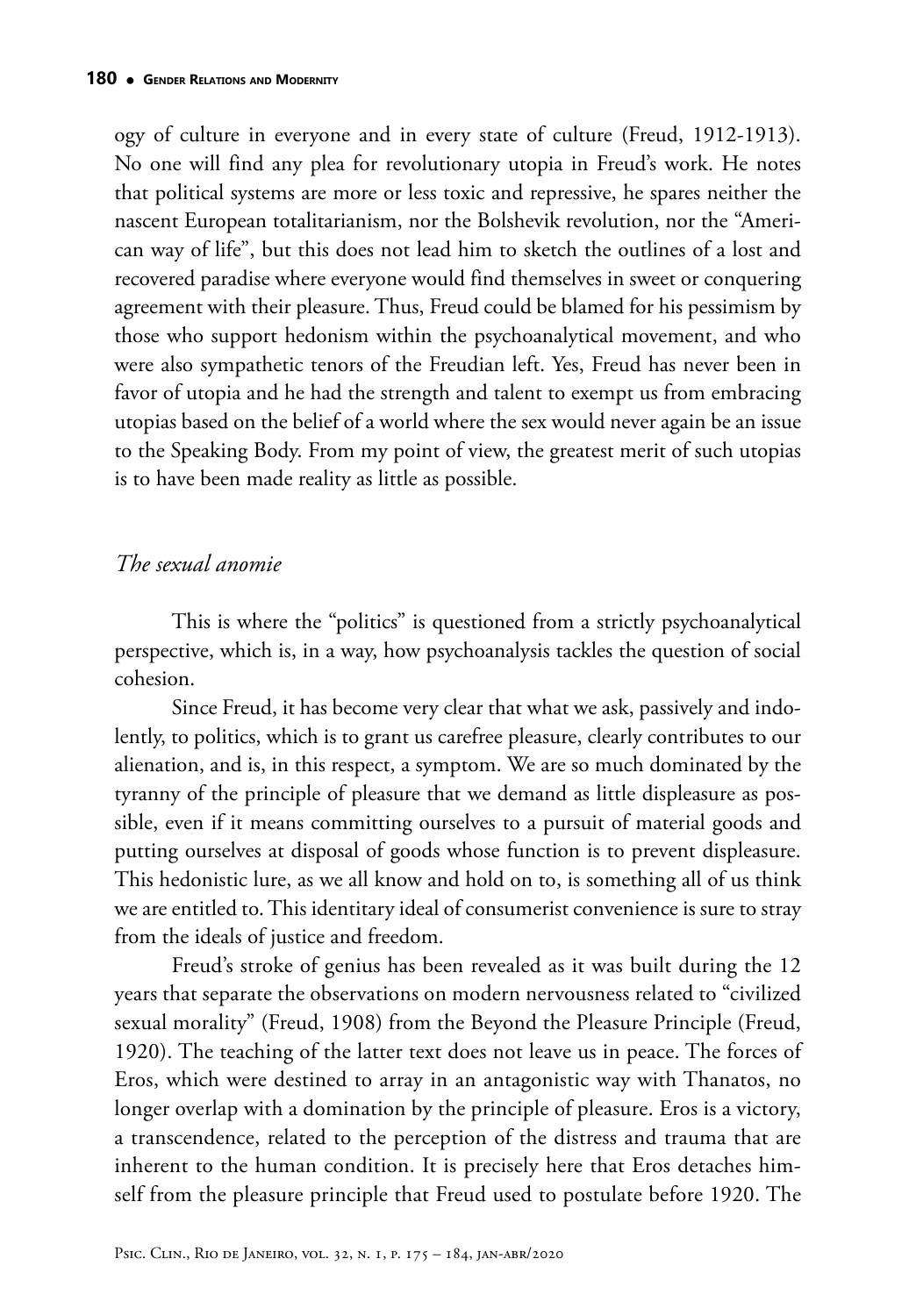ogy of culture in everyone and in every state of culture (Freud, 1912-1913). No one will find any plea for revolutionary utopia in Freud's work. He notes that political systems are more or less toxic and repressive, he spares neither the nascent European totalitarianism, nor the Bolshevik revolution, nor the "American way of life", but this does not lead him to sketch the outlines of a lost and recovered paradise where everyone would find themselves in sweet or conquering agreement with their pleasure. Thus, Freud could be blamed for his pessimism by those who support hedonism within the psychoanalytical movement, and who were also sympathetic tenors of the Freudian left. Yes, Freud has never been in favor of utopia and he had the strength and talent to exempt us from embracing utopias based on the belief of a world where the sex would never again be an issue to the Speaking Body. From my point of view, the greatest merit of such utopias is to have been made reality as little as possible.

## *The sexual anomie*

This is where the "politics" is questioned from a strictly psychoanalytical perspective, which is, in a way, how psychoanalysis tackles the question of social cohesion.

Since Freud, it has become very clear that what we ask, passively and indolently, to politics, which is to grant us carefree pleasure, clearly contributes to our alienation, and is, in this respect, a symptom. We are so much dominated by the tyranny of the principle of pleasure that we demand as little displeasure as possible, even if it means committing ourselves to a pursuit of material goods and putting ourselves at disposal of goods whose function is to prevent displeasure. This hedonistic lure, as we all know and hold on to, is something all of us think we are entitled to. This identitary ideal of consumerist convenience is sure to stray from the ideals of justice and freedom.

Freud's stroke of genius has been revealed as it was built during the 12 years that separate the observations on modern nervousness related to "civilized sexual morality" (Freud, 1908) from the Beyond the Pleasure Principle (Freud, 1920). The teaching of the latter text does not leave us in peace. The forces of Eros, which were destined to array in an antagonistic way with Thanatos, no longer overlap with a domination by the principle of pleasure. Eros is a victory, a transcendence, related to the perception of the distress and trauma that are inherent to the human condition. It is precisely here that Eros detaches himself from the pleasure principle that Freud used to postulate before 1920. The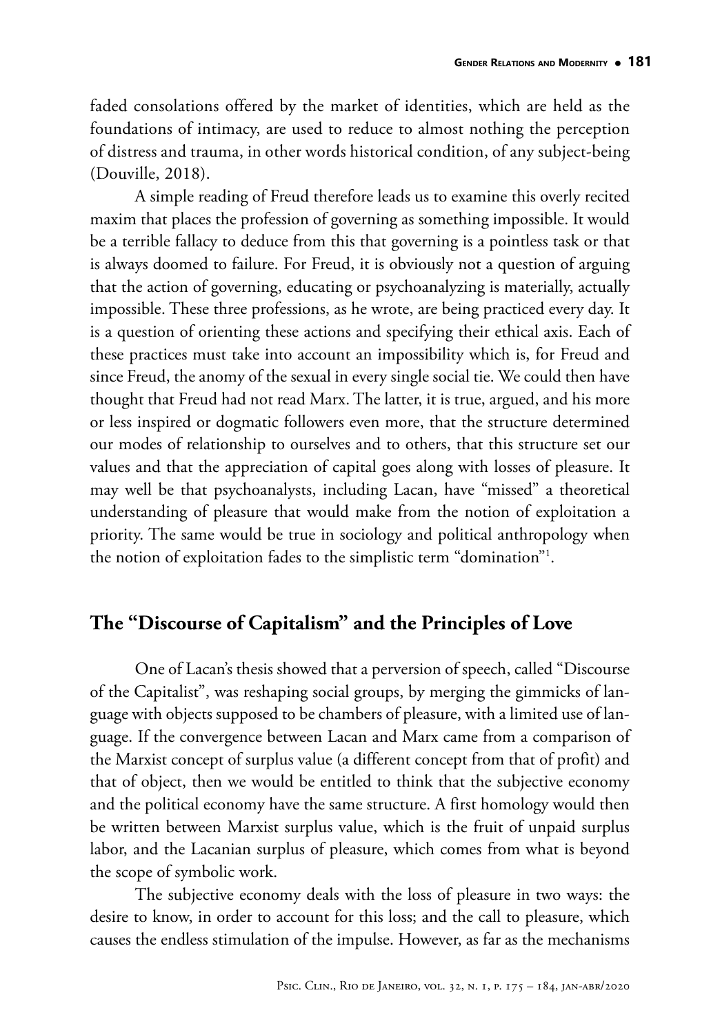faded consolations offered by the market of identities, which are held as the foundations of intimacy, are used to reduce to almost nothing the perception of distress and trauma, in other words historical condition, of any subject-being (Douville, 2018).

A simple reading of Freud therefore leads us to examine this overly recited maxim that places the profession of governing as something impossible. It would be a terrible fallacy to deduce from this that governing is a pointless task or that is always doomed to failure. For Freud, it is obviously not a question of arguing that the action of governing, educating or psychoanalyzing is materially, actually impossible. These three professions, as he wrote, are being practiced every day. It is a question of orienting these actions and specifying their ethical axis. Each of these practices must take into account an impossibility which is, for Freud and since Freud, the anomy of the sexual in every single social tie. We could then have thought that Freud had not read Marx. The latter, it is true, argued, and his more or less inspired or dogmatic followers even more, that the structure determined our modes of relationship to ourselves and to others, that this structure set our values and that the appreciation of capital goes along with losses of pleasure. It may well be that psychoanalysts, including Lacan, have "missed" a theoretical understanding of pleasure that would make from the notion of exploitation a priority. The same would be true in sociology and political anthropology when the notion of exploitation fades to the simplistic term "domination"[1].

## The "Discourse of Capitalism" and the Principles of Love

One of Lacan's thesis showed that a perversion of speech, called "Discourse of the Capitalist", was reshaping social groups, by merging the gimmicks of language with objects supposed to be chambers of pleasure, with a limited use of language. If the convergence between Lacan and Marx came from a comparison of the Marxist concept of surplus value (a different concept from that of profit) and that of object, then we would be entitled to think that the subjective economy and the political economy have the same structure. A first homology would then be written between Marxist surplus value, which is the fruit of unpaid surplus labor, and the Lacanian surplus of pleasure, which comes from what is beyond the scope of symbolic work.

The subjective economy deals with the loss of pleasure in two ways: the desire to know, in order to account for this loss; and the call to pleasure, which causes the endless stimulation of the impulse. However, as far as the mechanisms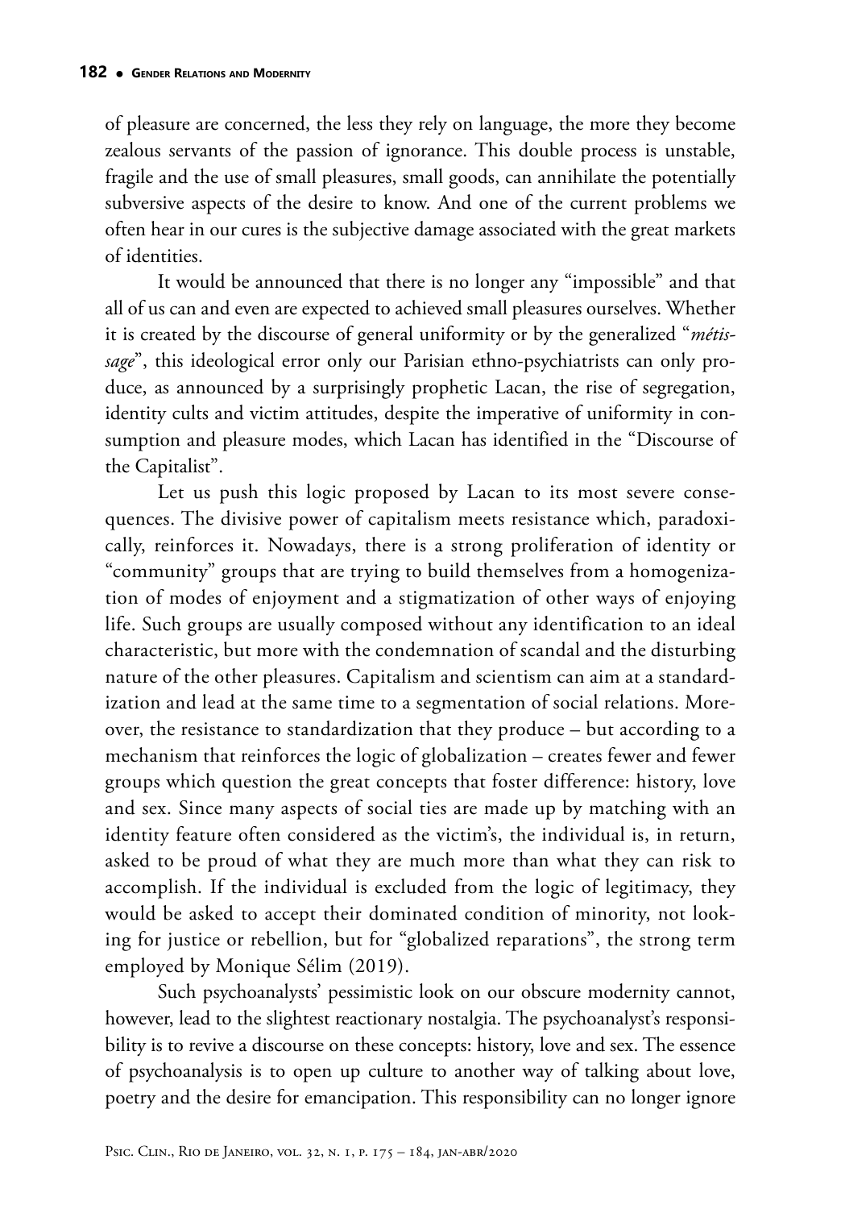of pleasure are concerned, the less they rely on language, the more they become zealous servants of the passion of ignorance. This double process is unstable, fragile and the use of small pleasures, small goods, can annihilate the potentially subversive aspects of the desire to know. And one of the current problems we often hear in our cures is the subjective damage associated with the great markets of identities.

It would be announced that there is no longer any "impossible" and that all of us can and even are expected to achieved small pleasures ourselves. Whether it is created by the discourse of general uniformity or by the generalized "*métissage*", this ideological error only our Parisian ethno-psychiatrists can only produce, as announced by a surprisingly prophetic Lacan, the rise of segregation, identity cults and victim attitudes, despite the imperative of uniformity in consumption and pleasure modes, which Lacan has identified in the "Discourse of the Capitalist".

Let us push this logic proposed by Lacan to its most severe consequences. The divisive power of capitalism meets resistance which, paradoxically, reinforces it. Nowadays, there is a strong proliferation of identity or "community" groups that are trying to build themselves from a homogenization of modes of enjoyment and a stigmatization of other ways of enjoying life. Such groups are usually composed without any identification to an ideal characteristic, but more with the condemnation of scandal and the disturbing nature of the other pleasures. Capitalism and scientism can aim at a standardization and lead at the same time to a segmentation of social relations. Moreover, the resistance to standardization that they produce – but according to a mechanism that reinforces the logic of globalization – creates fewer and fewer groups which question the great concepts that foster difference: history, love and sex. Since many aspects of social ties are made up by matching with an identity feature often considered as the victim's, the individual is, in return, asked to be proud of what they are much more than what they can risk to accomplish. If the individual is excluded from the logic of legitimacy, they would be asked to accept their dominated condition of minority, not looking for justice or rebellion, but for "globalized reparations", the strong term employed by Monique Sélim (2019).

Such psychoanalysts' pessimistic look on our obscure modernity cannot, however, lead to the slightest reactionary nostalgia. The psychoanalyst's responsibility is to revive a discourse on these concepts: history, love and sex. The essence of psychoanalysis is to open up culture to another way of talking about love, poetry and the desire for emancipation. This responsibility can no longer ignore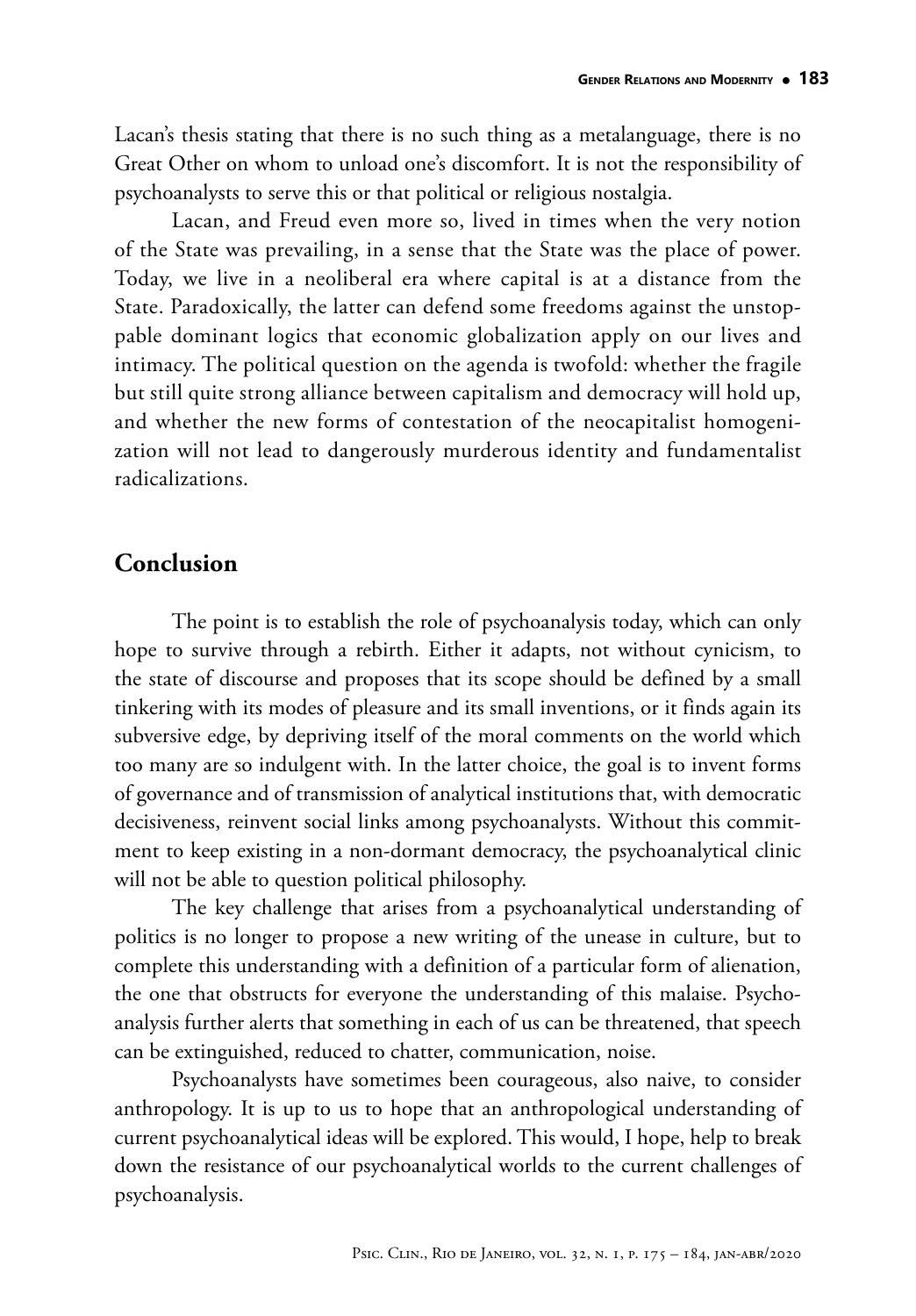Lacan's thesis stating that there is no such thing as a metalanguage, there is no Great Other on whom to unload one's discomfort. It is not the responsibility of psychoanalysts to serve this or that political or religious nostalgia.

Lacan, and Freud even more so, lived in times when the very notion of the State was prevailing, in a sense that the State was the place of power. Today, we live in a neoliberal era where capital is at a distance from the State. Paradoxically, the latter can defend some freedoms against the unstoppable dominant logics that economic globalization apply on our lives and intimacy. The political question on the agenda is twofold: whether the fragile but still quite strong alliance between capitalism and democracy will hold up, and whether the new forms of contestation of the neocapitalist homogenization will not lead to dangerously murderous identity and fundamentalist radicalizations.

## Conclusion

The point is to establish the role of psychoanalysis today, which can only hope to survive through a rebirth. Either it adapts, not without cynicism, to the state of discourse and proposes that its scope should be defined by a small tinkering with its modes of pleasure and its small inventions, or it finds again its subversive edge, by depriving itself of the moral comments on the world which too many are so indulgent with. In the latter choice, the goal is to invent forms of governance and of transmission of analytical institutions that, with democratic decisiveness, reinvent social links among psychoanalysts. Without this commitment to keep existing in a non-dormant democracy, the psychoanalytical clinic will not be able to question political philosophy.

The key challenge that arises from a psychoanalytical understanding of politics is no longer to propose a new writing of the unease in culture, but to complete this understanding with a definition of a particular form of alienation, the one that obstructs for everyone the understanding of this malaise. Psychoanalysis further alerts that something in each of us can be threatened, that speech can be extinguished, reduced to chatter, communication, noise.

Psychoanalysts have sometimes been courageous, also naive, to consider anthropology. It is up to us to hope that an anthropological understanding of current psychoanalytical ideas will be explored. This would, I hope, help to break down the resistance of our psychoanalytical worlds to the current challenges of psychoanalysis.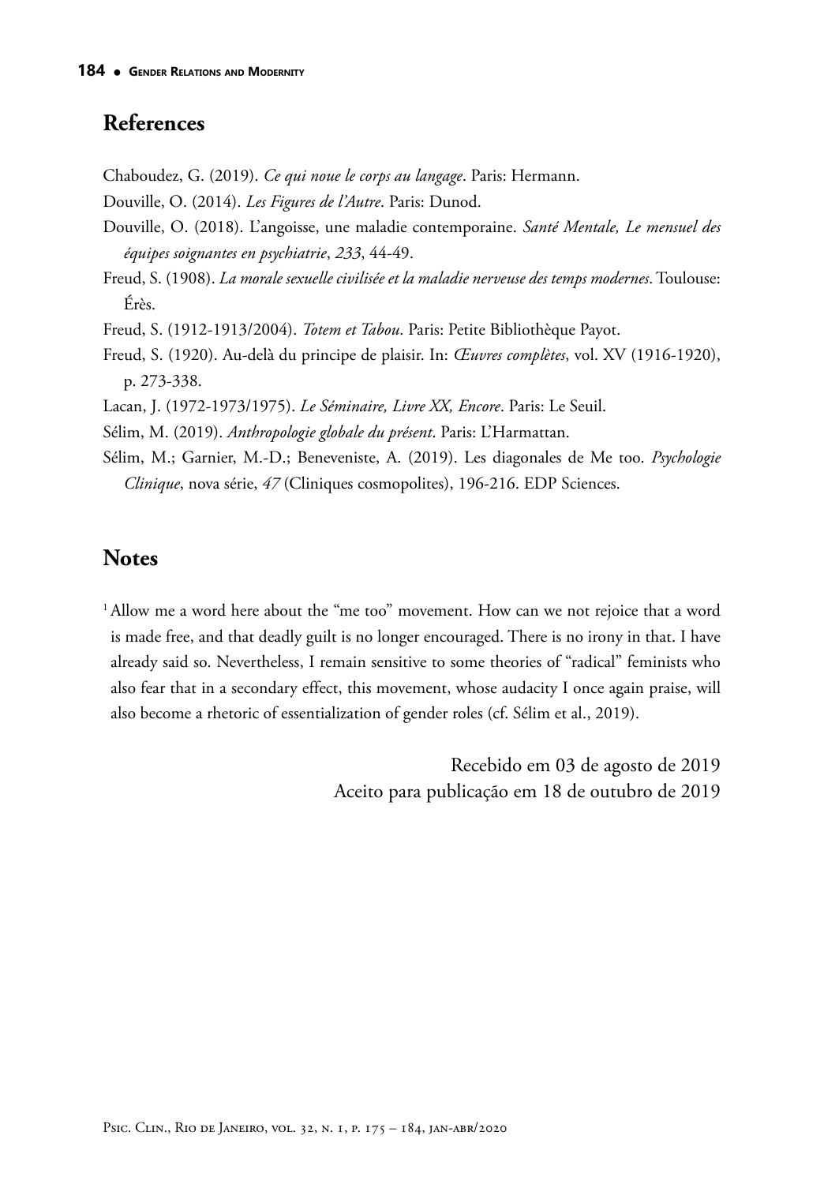## References

Chaboudez, G. (2019). *Ce qui noue le corps au langage*. Paris: Hermann.

Douville, O. (2014). *Les Figures de l'Autre*. Paris: Dunod.

Douville, O. (2018). L'angoisse, une maladie contemporaine. *Santé Mentale, Le mensuel des équipes soignantes en psychiatrie*, *233*, 44-49.

Freud, S. (1908). *La morale sexuelle civilisée et la maladie nerveuse des temps modernes*. Toulouse: Érès.

Freud, S. (1912-1913/2004). *Totem et Tabou*. Paris: Petite Bibliothèque Payot.

Freud, S. (1920). Au-delà du principe de plaisir. In: *Œuvres complètes*, vol. XV (1916-1920), p. 273-338.

Lacan, J. (1972-1973/1975). *Le Séminaire, Livre XX, Encore*. Paris: Le Seuil.

Sélim, M. (2019). *Anthropologie globale du présent*. Paris: L'Harmattan.

Sélim, M.; Garnier, M.-D.; Beneveniste, A. (2019). Les diagonales de Me too. *Psychologie Clinique*, nova série, *47* (Cliniques cosmopolites), 196-216. EDP Sciences.

## Notes

[1] Allow me a word here about the "me too" movement. How can we not rejoice that a word is made free, and that deadly guilt is no longer encouraged. There is no irony in that. I have already said so. Nevertheless, I remain sensitive to some theories of "radical" feminists who also fear that in a secondary effect, this movement, whose audacity I once again praise, will also become a rhetoric of essentialization of gender roles (cf. Sélim et al., 2019).

Recebido em 03 de agosto de 2019
Aceito para publicação em 18 de outubro de 2019